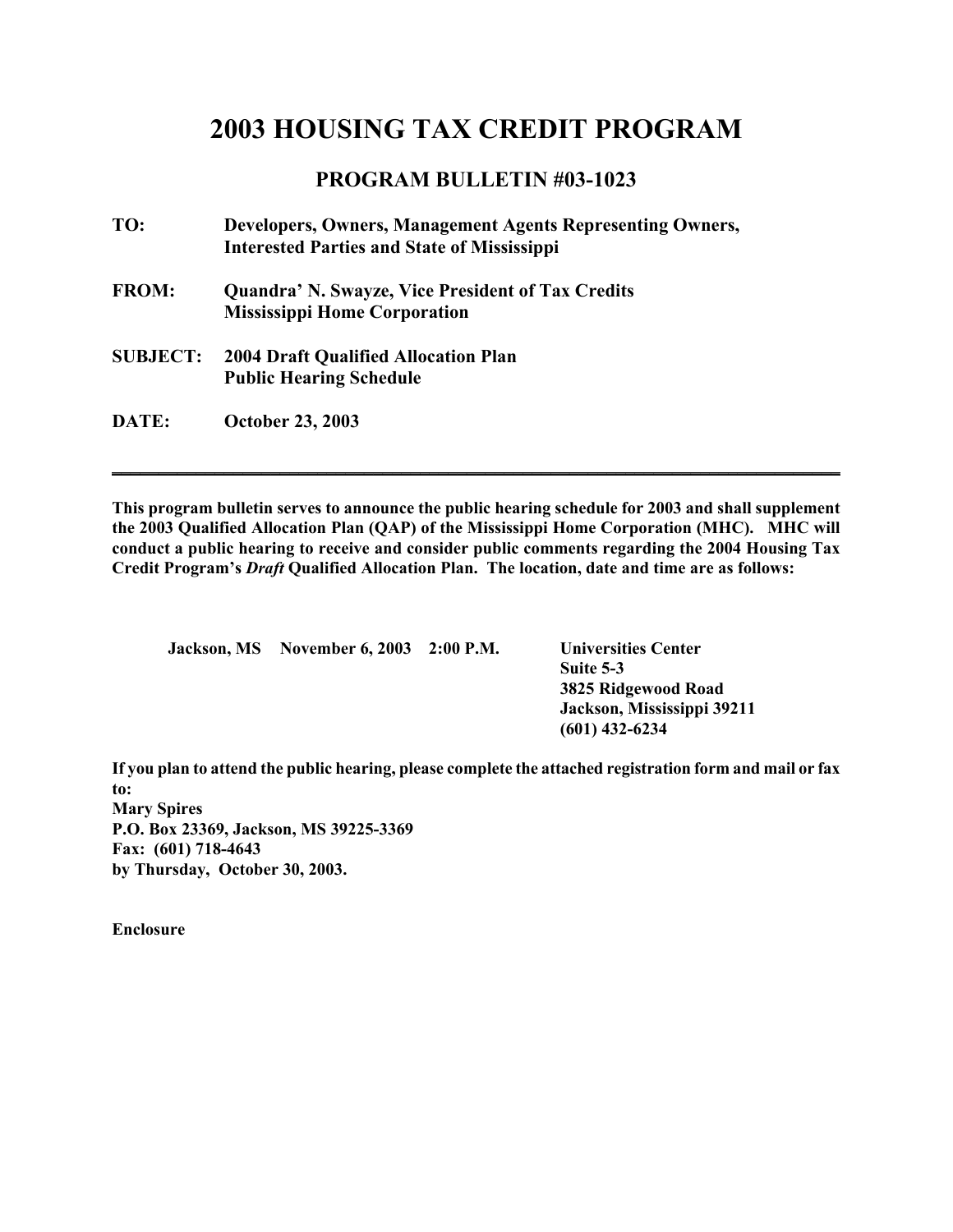# 2003 HOUSING TAX CREDIT PROGRAM

## PROGRAM BULLETIN #03-1023

**TO:** **Developers, Owners, Management Agents Representing Owners, Interested Parties and State of Mississippi**

**FROM:** **Quandra' N. Swayze, Vice President of Tax Credits**
**Mississippi Home Corporation**

**SUBJECT:** **2004 Draft Qualified Allocation Plan**
**Public Hearing Schedule**

**DATE:** **October 23, 2003**

---

**This program bulletin serves to announce the public hearing schedule for 2003 and shall supplement the 2003 Qualified Allocation Plan (QAP) of the Mississippi Home Corporation (MHC). MHC will conduct a public hearing to receive and consider public comments regarding the 2004 Housing Tax Credit Program's *Draft* Qualified Allocation Plan. The location, date and time are as follows:**

| | | | |
|---|---|---|---|
| **Jackson, MS** | **November 6, 2003** | **2:00 P.M.** | **Universities Center**<br>**Suite 5-3**<br>**3825 Ridgewood Road**<br>**Jackson, Mississippi 39211**<br>**(601) 432-6234** |

**If you plan to attend the public hearing, please complete the attached registration form and mail or fax to:**
**Mary Spires**
**P.O. Box 23369, Jackson, MS 39225-3369**
**Fax: (601) 718-4643**
**by Thursday, October 30, 2003.**

**Enclosure**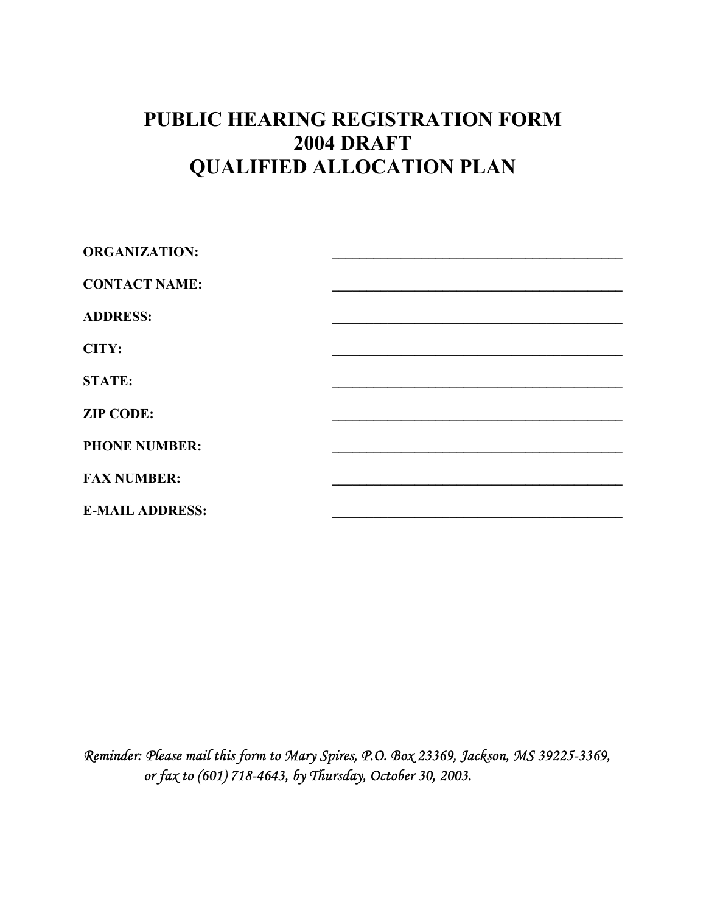# PUBLIC HEARING REGISTRATION FORM
# 2004 DRAFT
# QUALIFIED ALLOCATION PLAN

**ORGANIZATION:** ___________________________________________

**CONTACT NAME:** ___________________________________________

**ADDRESS:** ___________________________________________

**CITY:** ___________________________________________

**STATE:** ___________________________________________

**ZIP CODE:** ___________________________________________

**PHONE NUMBER:** ___________________________________________

**FAX NUMBER:** ___________________________________________

**E-MAIL ADDRESS:** ___________________________________________

*Reminder: Please mail this form to Mary Spires, P.O. Box 23369, Jackson, MS 39225-3369, or fax to (601) 718-4643, by Thursday, October 30, 2003.*